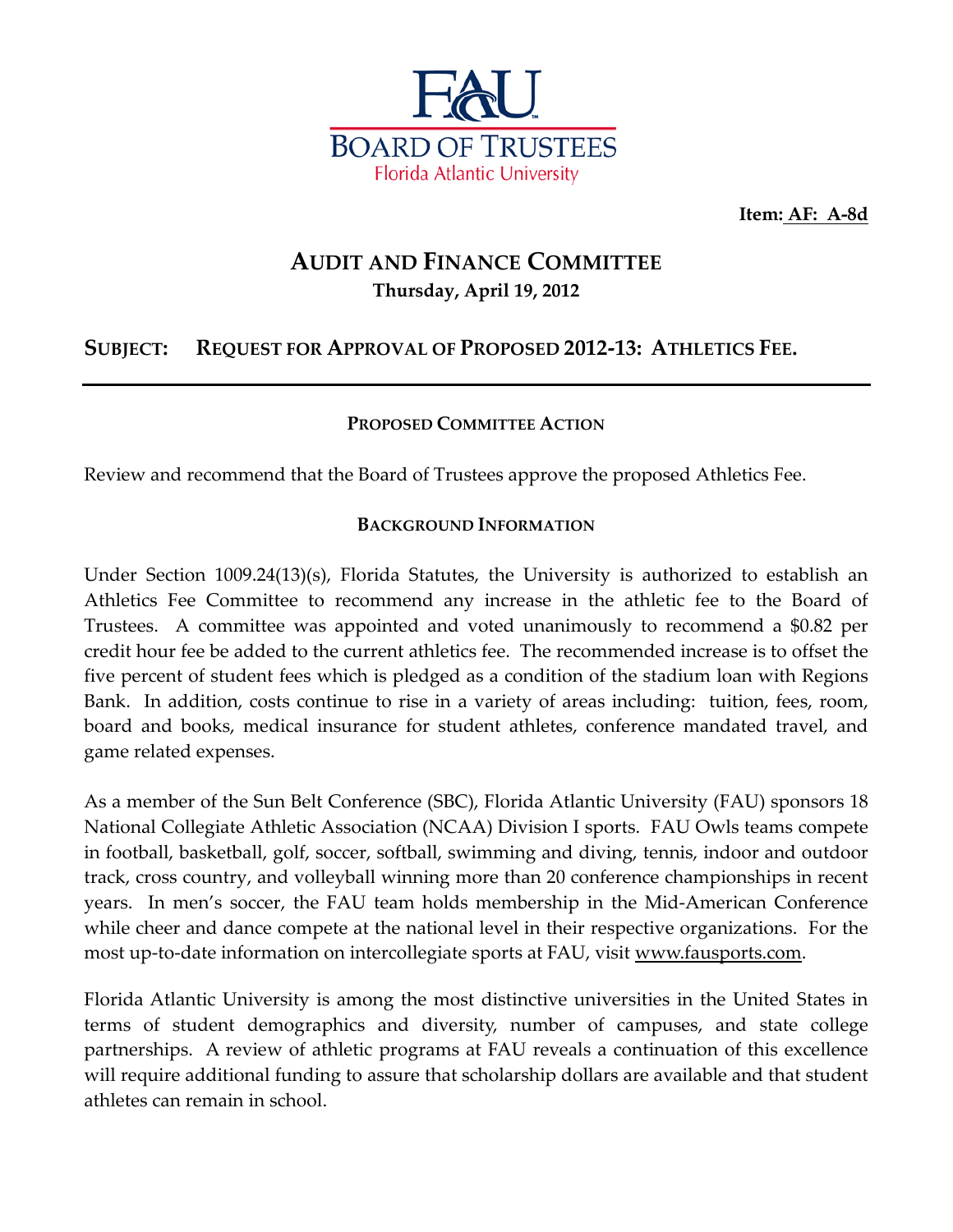# FAU BOARD OF TRUSTEES
Florida Atlantic University

**Item: AF: A-8d**

## AUDIT AND FINANCE COMMITTEE
**Thursday, April 19, 2012**

### SUBJECT: REQUEST FOR APPROVAL OF PROPOSED 2012-13: ATHLETICS FEE.

---

#### PROPOSED COMMITTEE ACTION

Review and recommend that the Board of Trustees approve the proposed Athletics Fee.

#### BACKGROUND INFORMATION

Under Section 1009.24(13)(s), Florida Statutes, the University is authorized to establish an Athletics Fee Committee to recommend any increase in the athletic fee to the Board of Trustees. A committee was appointed and voted unanimously to recommend a $0.82 per credit hour fee be added to the current athletics fee. The recommended increase is to offset the five percent of student fees which is pledged as a condition of the stadium loan with Regions Bank. In addition, costs continue to rise in a variety of areas including: tuition, fees, room, board and books, medical insurance for student athletes, conference mandated travel, and game related expenses.

As a member of the Sun Belt Conference (SBC), Florida Atlantic University (FAU) sponsors 18 National Collegiate Athletic Association (NCAA) Division I sports. FAU Owls teams compete in football, basketball, golf, soccer, softball, swimming and diving, tennis, indoor and outdoor track, cross country, and volleyball winning more than 20 conference championships in recent years. In men's soccer, the FAU team holds membership in the Mid-American Conference while cheer and dance compete at the national level in their respective organizations. For the most up-to-date information on intercollegiate sports at FAU, visit www.fausports.com.

Florida Atlantic University is among the most distinctive universities in the United States in terms of student demographics and diversity, number of campuses, and state college partnerships. A review of athletic programs at FAU reveals a continuation of this excellence will require additional funding to assure that scholarship dollars are available and that student athletes can remain in school.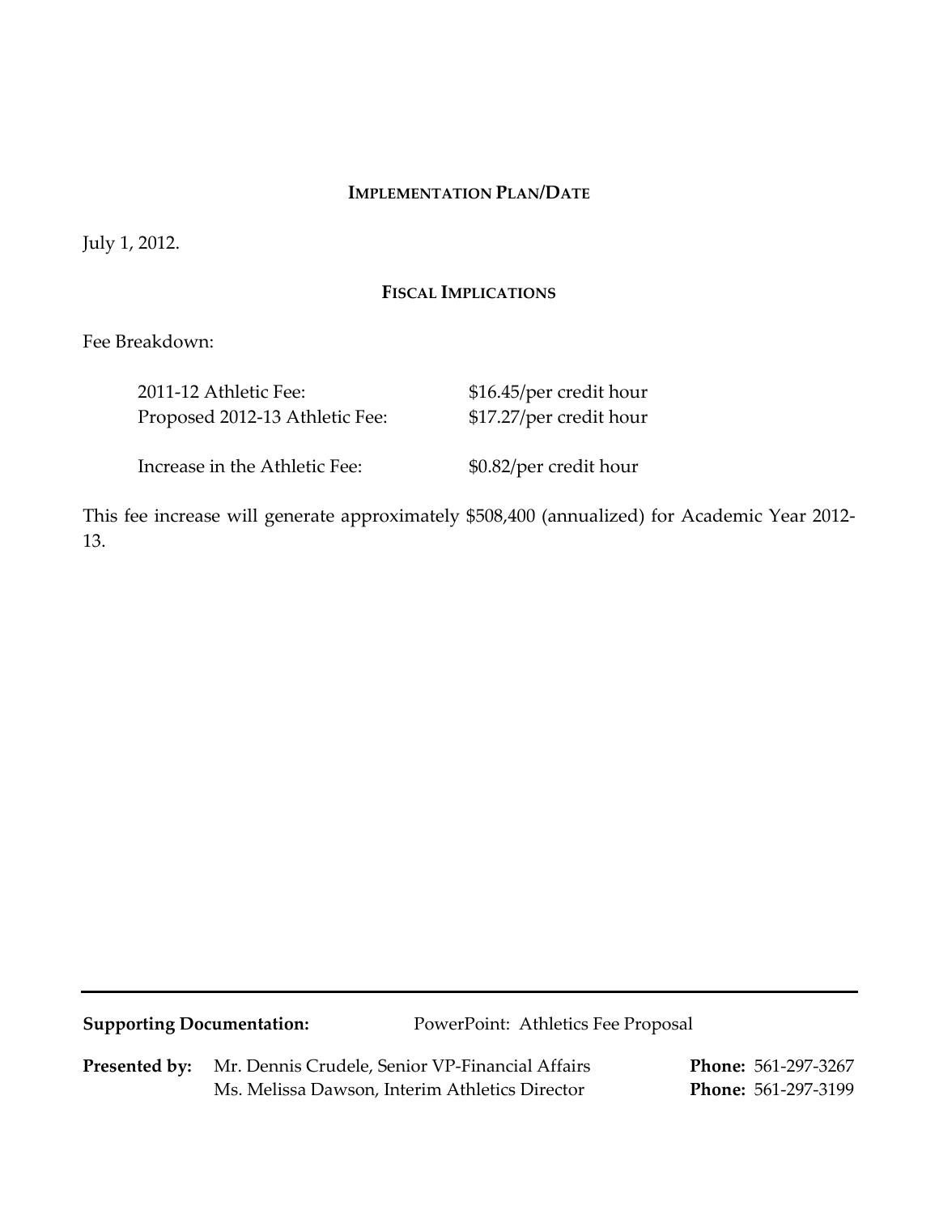## Implementation Plan/Date

July 1, 2012.

## Fiscal Implications

Fee Breakdown:

| | |
|---|---|
| 2011-12 Athletic Fee: | $16.45/per credit hour |
| Proposed 2012-13 Athletic Fee: | $17.27/per credit hour |
| Increase in the Athletic Fee: | $0.82/per credit hour |

This fee increase will generate approximately $508,400 (annualized) for Academic Year 2012-13.

---

**Supporting Documentation:** PowerPoint: Athletics Fee Proposal

**Presented by:** Mr. Dennis Crudele, Senior VP-Financial Affairs **Phone:** 561-297-3267
Ms. Melissa Dawson, Interim Athletics Director **Phone:** 561-297-3199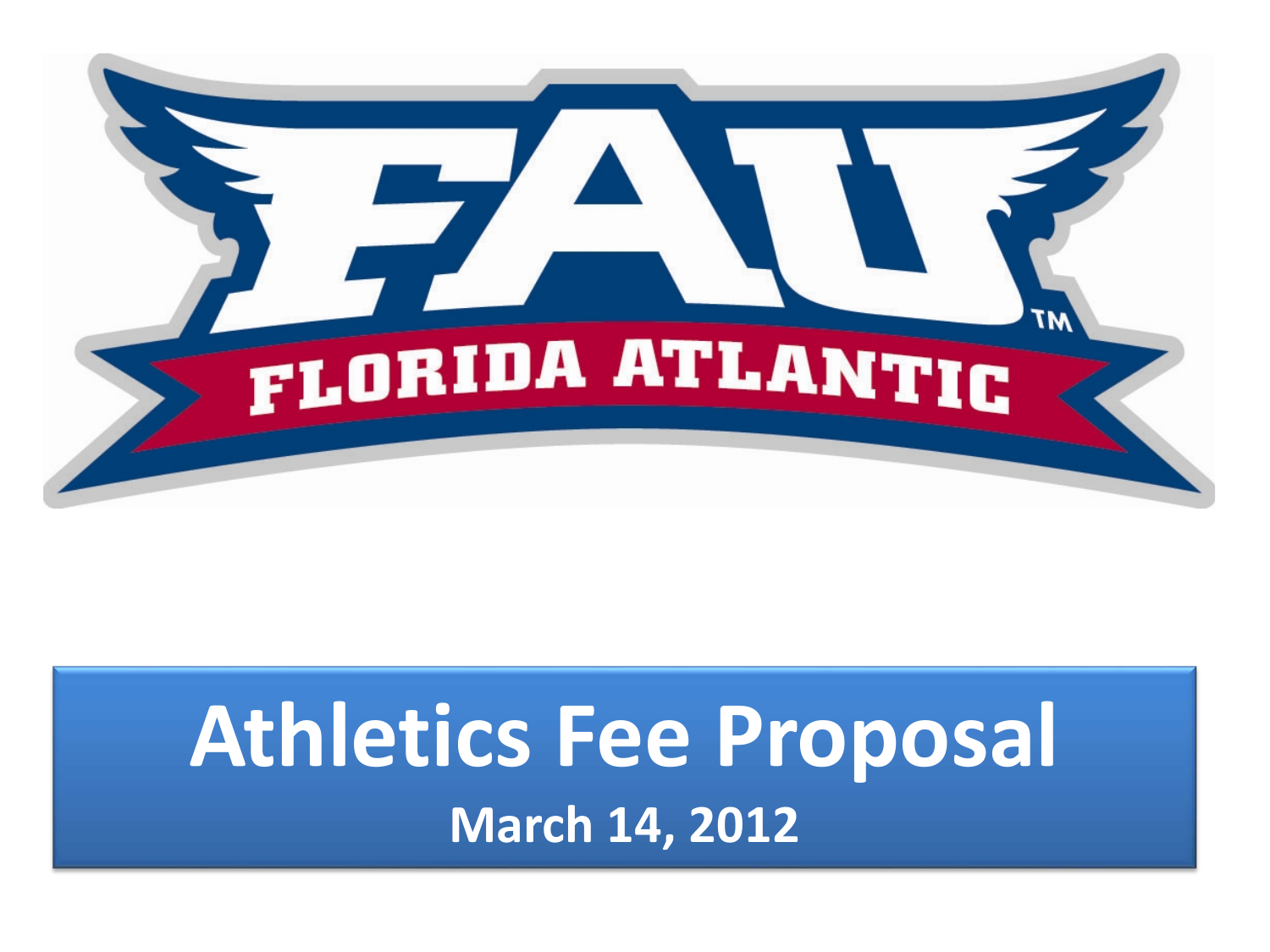# Athletics Fee Proposal

**March 14, 2012**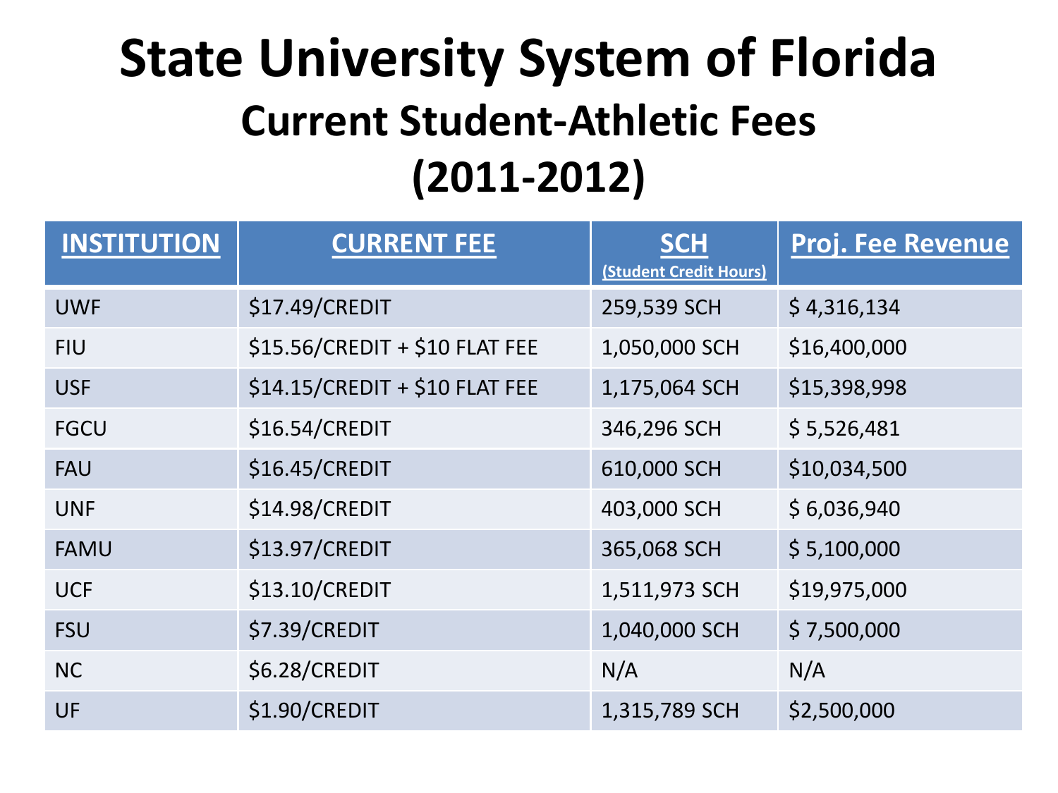# State University System of Florida

## Current Student-Athletic Fees

## (2011-2012)

| INSTITUTION | CURRENT FEE | SCH (Student Credit Hours) | Proj. Fee Revenue |
|---|---|---|---|
| UWF | $17.49/CREDIT | 259,539 SCH | $ 4,316,134 |
| FIU | $15.56/CREDIT + $10 FLAT FEE | 1,050,000 SCH | $16,400,000 |
| USF | $14.15/CREDIT + $10 FLAT FEE | 1,175,064 SCH | $15,398,998 |
| FGCU | $16.54/CREDIT | 346,296 SCH | $ 5,526,481 |
| FAU | $16.45/CREDIT | 610,000 SCH | $10,034,500 |
| UNF | $14.98/CREDIT | 403,000 SCH | $ 6,036,940 |
| FAMU | $13.97/CREDIT | 365,068 SCH | $ 5,100,000 |
| UCF | $13.10/CREDIT | 1,511,973 SCH | $19,975,000 |
| FSU | $7.39/CREDIT | 1,040,000 SCH | $ 7,500,000 |
| NC | $6.28/CREDIT | N/A | N/A |
| UF | $1.90/CREDIT | 1,315,789 SCH | $2,500,000 |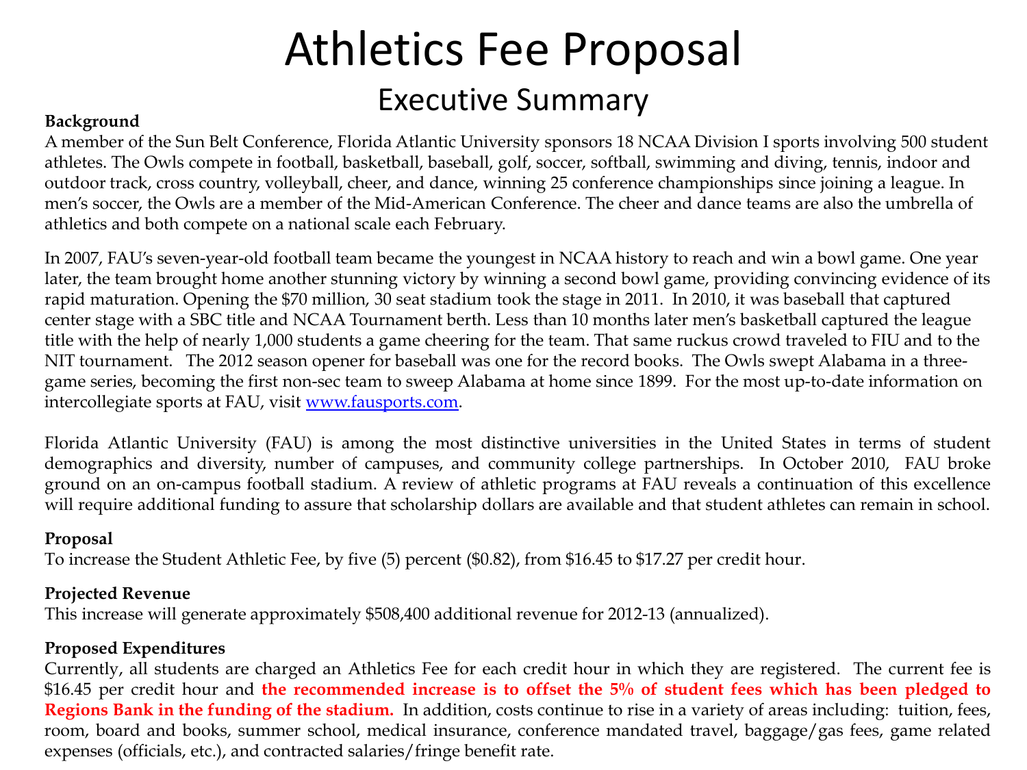# Athletics Fee Proposal

## Executive Summary

**Background**

A member of the Sun Belt Conference, Florida Atlantic University sponsors 18 NCAA Division I sports involving 500 student athletes. The Owls compete in football, basketball, baseball, golf, soccer, softball, swimming and diving, tennis, indoor and outdoor track, cross country, volleyball, cheer, and dance, winning 25 conference championships since joining a league. In men's soccer, the Owls are a member of the Mid-American Conference. The cheer and dance teams are also the umbrella of athletics and both compete on a national scale each February.

In 2007, FAU's seven-year-old football team became the youngest in NCAA history to reach and win a bowl game. One year later, the team brought home another stunning victory by winning a second bowl game, providing convincing evidence of its rapid maturation. Opening the $70 million, 30 seat stadium took the stage in 2011. In 2010, it was baseball that captured center stage with a SBC title and NCAA Tournament berth. Less than 10 months later men's basketball captured the league title with the help of nearly 1,000 students a game cheering for the team. That same ruckus crowd traveled to FIU and to the NIT tournament. The 2012 season opener for baseball was one for the record books. The Owls swept Alabama in a three-game series, becoming the first non-sec team to sweep Alabama at home since 1899. For the most up-to-date information on intercollegiate sports at FAU, visit www.fausports.com.

Florida Atlantic University (FAU) is among the most distinctive universities in the United States in terms of student demographics and diversity, number of campuses, and community college partnerships. In October 2010, FAU broke ground on an on-campus football stadium. A review of athletic programs at FAU reveals a continuation of this excellence will require additional funding to assure that scholarship dollars are available and that student athletes can remain in school.

**Proposal**

To increase the Student Athletic Fee, by five (5) percent ($0.82), from $16.45 to $17.27 per credit hour.

**Projected Revenue**

This increase will generate approximately $508,400 additional revenue for 2012-13 (annualized).

**Proposed Expenditures**

Currently, all students are charged an Athletics Fee for each credit hour in which they are registered. The current fee is $16.45 per credit hour and **the recommended increase is to offset the 5% of student fees which has been pledged to Regions Bank in the funding of the stadium.** In addition, costs continue to rise in a variety of areas including: tuition, fees, room, board and books, summer school, medical insurance, conference mandated travel, baggage/gas fees, game related expenses (officials, etc.), and contracted salaries/fringe benefit rate.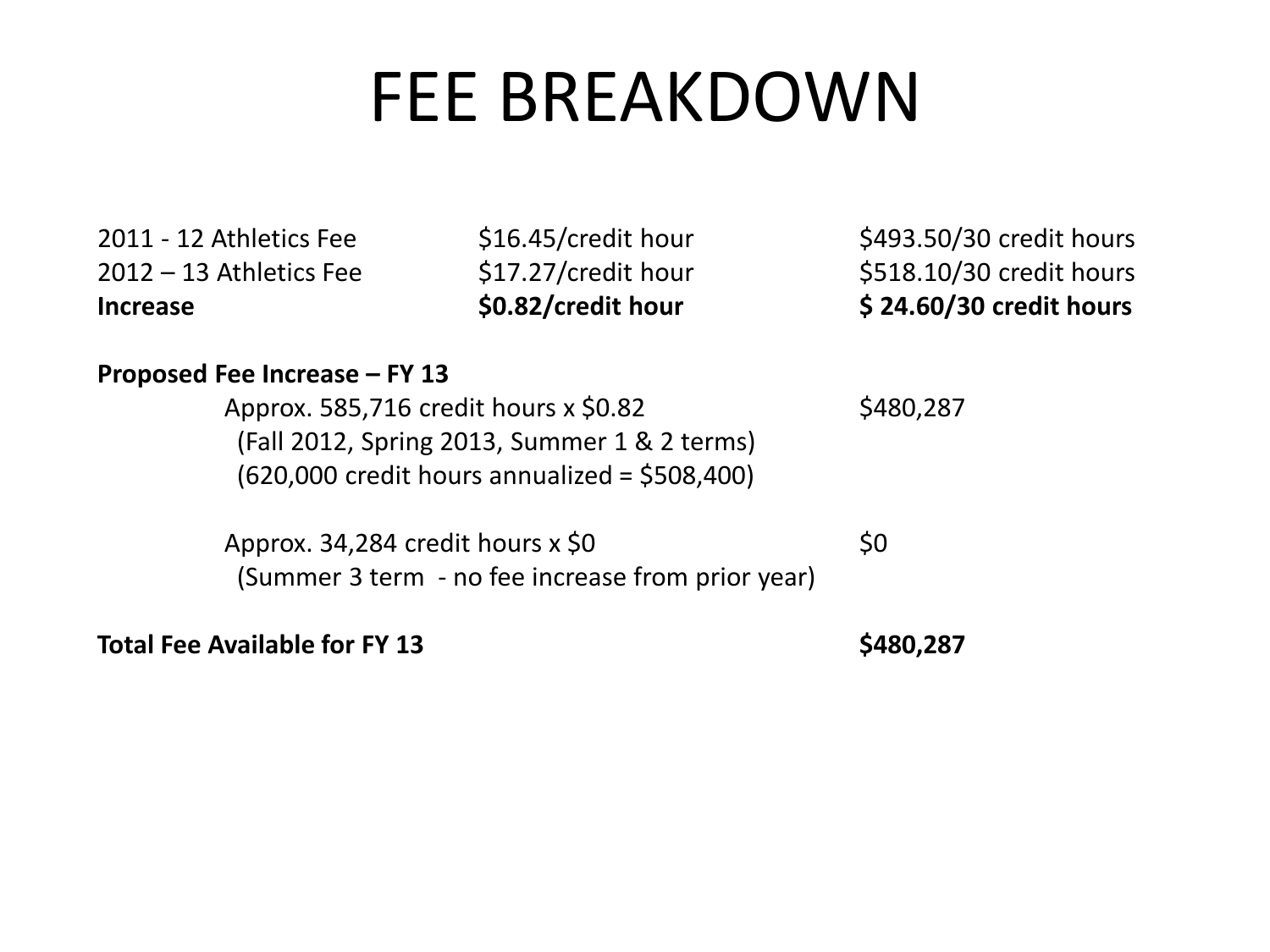# FEE BREAKDOWN

| | | |
|---|---|---|
| 2011 - 12 Athletics Fee | $16.45/credit hour | $493.50/30 credit hours |
| 2012 – 13 Athletics Fee | $17.27/credit hour | $518.10/30 credit hours |
| **Increase** | **$0.82/credit hour** | **$ 24.60/30 credit hours** |

**Proposed Fee Increase – FY 13**

| | |
|---|---|
| Approx. 585,716 credit hours x $0.82<br>(Fall 2012, Spring 2013, Summer 1 & 2 terms)<br>(620,000 credit hours annualized = $508,400) | $480,287 |
| Approx. 34,284 credit hours x $0<br>(Summer 3 term - no fee increase from prior year) | $0 |
| **Total Fee Available for FY 13** | **$480,287** |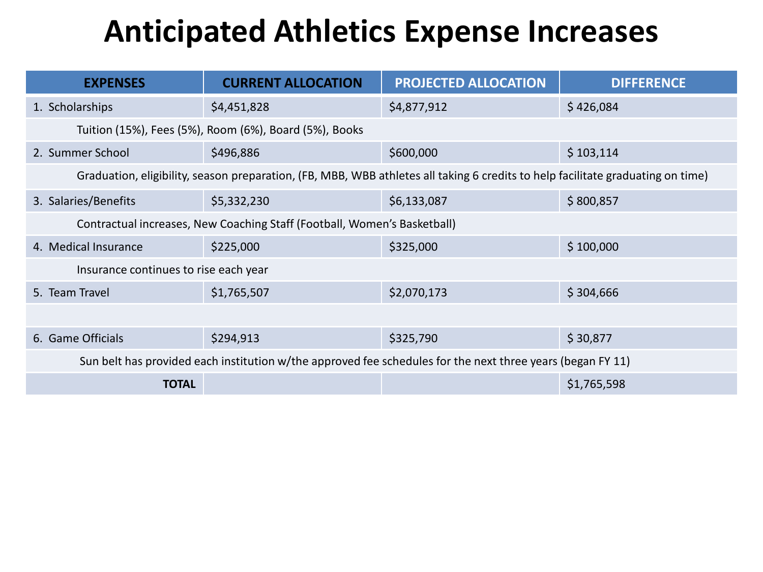# Anticipated Athletics Expense Increases

| EXPENSES | CURRENT ALLOCATION | PROJECTED ALLOCATION | DIFFERENCE |
|---|---|---|---|
| 1. Scholarships | $4,451,828 | $4,877,912 | $ 426,084 |
| Tuition (15%), Fees (5%), Room (6%), Board (5%), Books | | | |
| 2. Summer School | $496,886 | $600,000 | $ 103,114 |
| Graduation, eligibility, season preparation, (FB, MBB, WBB athletes all taking 6 credits to help facilitate graduating on time) | | | |
| 3. Salaries/Benefits | $5,332,230 | $6,133,087 | $ 800,857 |
| Contractual increases, New Coaching Staff (Football, Women's Basketball) | | | |
| 4. Medical Insurance | $225,000 | $325,000 | $ 100,000 |
| Insurance continues to rise each year | | | |
| 5. Team Travel | $1,765,507 | $2,070,173 | $ 304,666 |
| | | | |
| 6. Game Officials | $294,913 | $325,790 | $ 30,877 |
| Sun belt has provided each institution w/the approved fee schedules for the next three years (began FY 11) | | | |
| **TOTAL** | | | $1,765,598 |